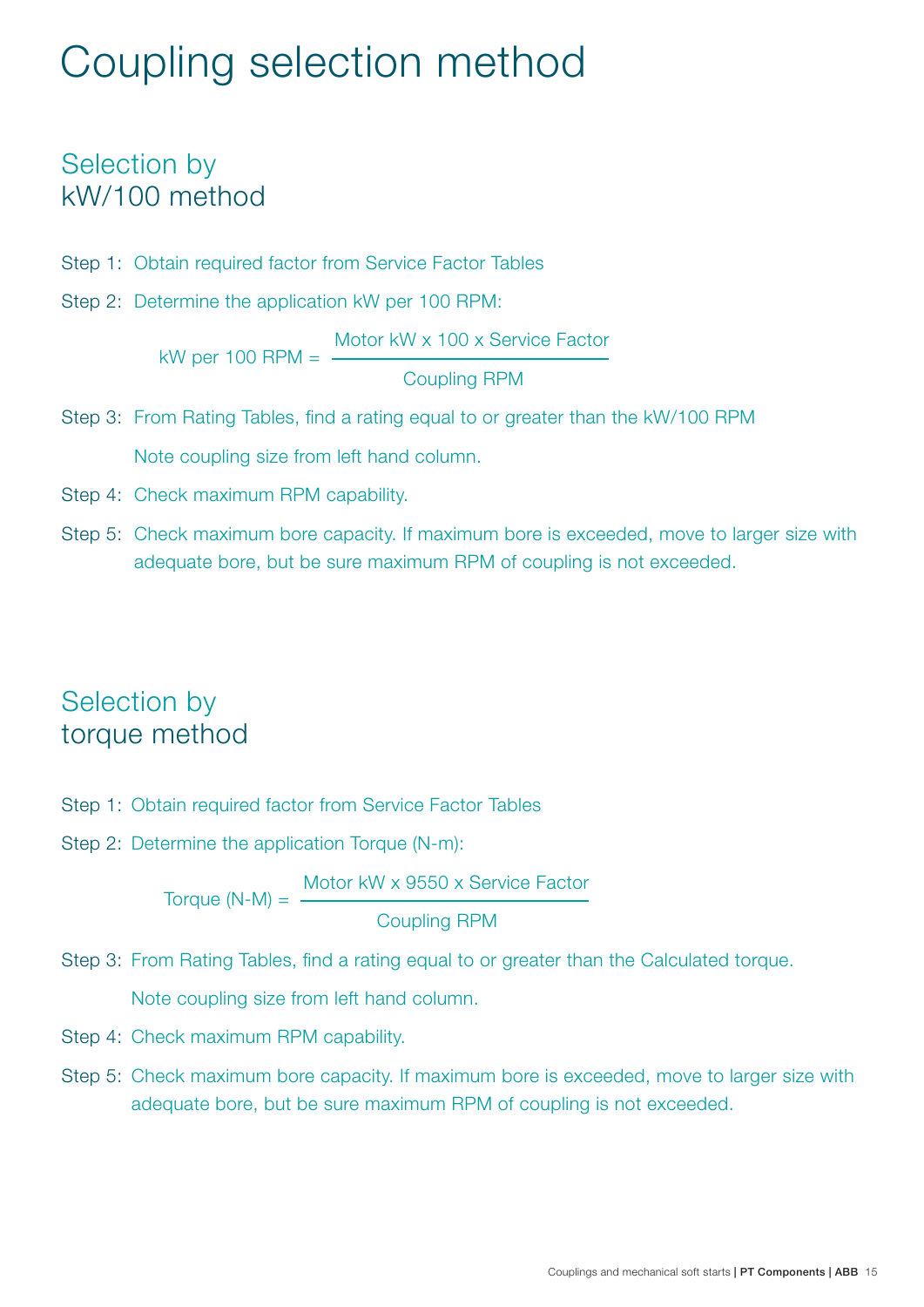# Coupling selection method

## Selection by kW/100 method

Step 1: Obtain required factor from Service Factor Tables

Step 2: Determine the application kW per 100 RPM:

$$\text{kW per 100 RPM} = \frac{\text{Motor kW x 100 x Service Factor}}{\text{Coupling RPM}}$$

Step 3: From Rating Tables, find a rating equal to or greater than the kW/100 RPM

Note coupling size from left hand column.

Step 4: Check maximum RPM capability.

Step 5: Check maximum bore capacity. If maximum bore is exceeded, move to larger size with adequate bore, but be sure maximum RPM of coupling is not exceeded.

## Selection by torque method

Step 1: Obtain required factor from Service Factor Tables

Step 2: Determine the application Torque (N-m):

$$\text{Torque (N-M)} = \frac{\text{Motor kW x 9550 x Service Factor}}{\text{Coupling RPM}}$$

Step 3: From Rating Tables, find a rating equal to or greater than the Calculated torque.

Note coupling size from left hand column.

Step 4: Check maximum RPM capability.

Step 5: Check maximum bore capacity. If maximum bore is exceeded, move to larger size with adequate bore, but be sure maximum RPM of coupling is not exceeded.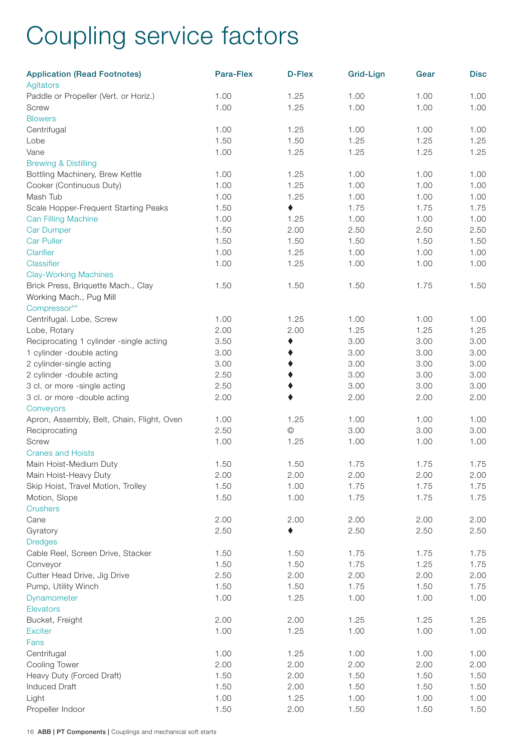# Coupling service factors

| Application (Read Footnotes) | Para-Flex | D-Flex | Grid-Lign | Gear | Disc |
|---|---|---|---|---|---|
| Agitators | | | | | |
| Paddle or Propeller (Vert. or Horiz.) | 1.00 | 1.25 | 1.00 | 1.00 | 1.00 |
| Screw | 1.00 | 1.25 | 1.00 | 1.00 | 1.00 |
| Blowers | | | | | |
| Centrifugal | 1.00 | 1.25 | 1.00 | 1.00 | 1.00 |
| Lobe | 1.50 | 1.50 | 1.25 | 1.25 | 1.25 |
| Vane | 1.00 | 1.25 | 1.25 | 1.25 | 1.25 |
| Brewing & Distilling | | | | | |
| Bottling Machinery, Brew Kettle | 1.00 | 1.25 | 1.00 | 1.00 | 1.00 |
| Cooker (Continuous Duty) | 1.00 | 1.25 | 1.00 | 1.00 | 1.00 |
| Mash Tub | 1.00 | 1.25 | 1.00 | 1.00 | 1.00 |
| Scale Hopper-Frequent Starting Peaks | 1.50 | ♦ | 1.75 | 1.75 | 1.75 |
| Can Filling Machine | 1.00 | 1.25 | 1.00 | 1.00 | 1.00 |
| Car Dumper | 1.50 | 2.00 | 2.50 | 2.50 | 2.50 |
| Car Puller | 1.50 | 1.50 | 1.50 | 1.50 | 1.50 |
| Clarifier | 1.00 | 1.25 | 1.00 | 1.00 | 1.00 |
| Classifier | 1.00 | 1.25 | 1.00 | 1.00 | 1.00 |
| Clay-Working Machines | | | | | |
| Brick Press, Briquette Mach., Clay Working Mach., Pug Mill | 1.50 | 1.50 | 1.50 | 1.75 | 1.50 |
| Compressor** | | | | | |
| Centrifugal. Lobe, Screw | 1.00 | 1.25 | 1.00 | 1.00 | 1.00 |
| Lobe, Rotary | 2.00 | 2.00 | 1.25 | 1.25 | 1.25 |
| Reciprocating 1 cylinder -single acting | 3.50 | ♦ | 3.00 | 3.00 | 3.00 |
| 1 cylinder -double acting | 3.00 | ♦ | 3.00 | 3.00 | 3.00 |
| 2 cylinder-single acting | 3.00 | ♦ | 3.00 | 3.00 | 3.00 |
| 2 cylinder -double acting | 2.50 | ♦ | 3.00 | 3.00 | 3.00 |
| 3 cl. or more -single acting | 2.50 | ♦ | 3.00 | 3.00 | 3.00 |
| 3 cl. or more -double acting | 2.00 | ♦ | 2.00 | 2.00 | 2.00 |
| Conveyors | | | | | |
| Apron, Assembly, Belt, Chain, Flight, Oven | 1.00 | 1.25 | 1.00 | 1.00 | 1.00 |
| Reciprocating | 2.50 | © | 3.00 | 3.00 | 3.00 |
| Screw | 1.00 | 1.25 | 1.00 | 1.00 | 1.00 |
| Cranes and Hoists | | | | | |
| Main Hoist-Medium Duty | 1.50 | 1.50 | 1.75 | 1.75 | 1.75 |
| Main Hoist-Heavy Duty | 2.00 | 2.00 | 2.00 | 2.00 | 2.00 |
| Skip Hoist, Travel Motion, Trolley | 1.50 | 1.00 | 1.75 | 1.75 | 1.75 |
| Motion, Slope | 1.50 | 1.00 | 1.75 | 1.75 | 1.75 |
| Crushers | | | | | |
| Cane | 2.00 | 2.00 | 2.00 | 2.00 | 2.00 |
| Gyratory | 2.50 | ♦ | 2.50 | 2.50 | 2.50 |
| Dredges | | | | | |
| Cable Reel, Screen Drive, Stacker | 1.50 | 1.50 | 1.75 | 1.75 | 1.75 |
| Conveyor | 1.50 | 1.50 | 1.75 | 1.25 | 1.75 |
| Cutter Head Drive, Jig Drive | 2.50 | 2.00 | 2.00 | 2.00 | 2.00 |
| Pump, Utility Winch | 1.50 | 1.50 | 1.75 | 1.50 | 1.75 |
| Dynamometer | 1.00 | 1.25 | 1.00 | 1.00 | 1.00 |
| Elevators | | | | | |
| Bucket, Freight | 2.00 | 2.00 | 1.25 | 1.25 | 1.25 |
| Exciter | 1.00 | 1.25 | 1.00 | 1.00 | 1.00 |
| Fans | | | | | |
| Centrifugal | 1.00 | 1.25 | 1.00 | 1.00 | 1.00 |
| Cooling Tower | 2.00 | 2.00 | 2.00 | 2.00 | 2.00 |
| Heavy Duty (Forced Draft) | 1.50 | 2.00 | 1.50 | 1.50 | 1.50 |
| Induced Draft | 1.50 | 2.00 | 1.50 | 1.50 | 1.50 |
| Light | 1.00 | 1.25 | 1.00 | 1.00 | 1.00 |
| Propeller Indoor | 1.50 | 2.00 | 1.50 | 1.50 | 1.50 |